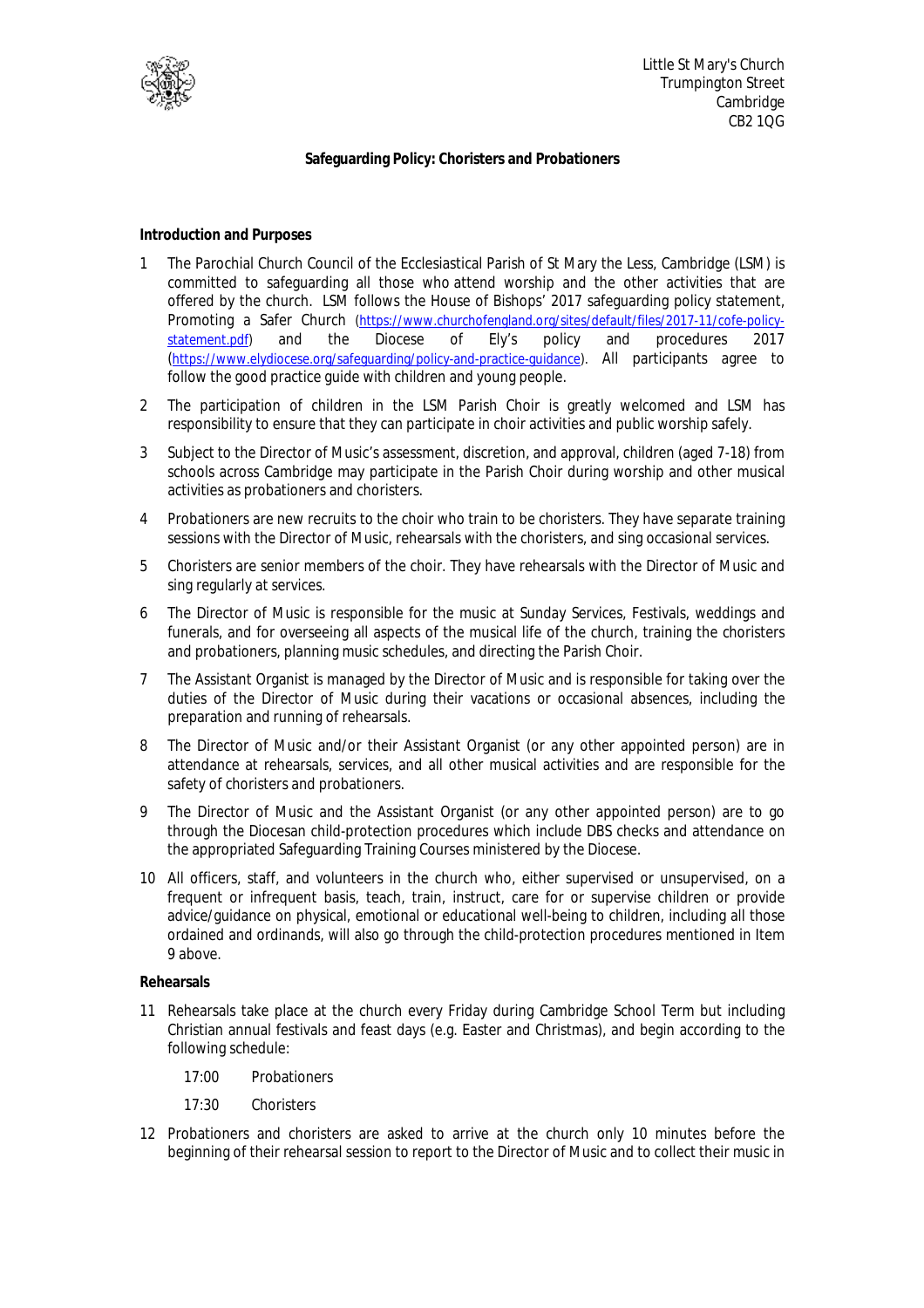Little St Mary's Church
Trumpington Street
Cambridge
CB2 1QG

**Safeguarding Policy: Choristers and Probationers**

**Introduction and Purposes**

1 The Parochial Church Council of the Ecclesiastical Parish of St Mary the Less, Cambridge (LSM) is committed to safeguarding all those who attend worship and the other activities that are offered by the church. LSM follows the House of Bishops' 2017 safeguarding policy statement, Promoting a Safer Church (https://www.churchofengland.org/sites/default/files/2017-11/cofe-policy-statement.pdf) and the Diocese of Ely's policy and procedures 2017 (https://www.elydiocese.org/safeguarding/policy-and-practice-guidance). All participants agree to follow the good practice guide with children and young people.

2 The participation of children in the LSM Parish Choir is greatly welcomed and LSM has responsibility to ensure that they can participate in choir activities and public worship safely.

3 Subject to the Director of Music's assessment, discretion, and approval, children (aged 7-18) from schools across Cambridge may participate in the Parish Choir during worship and other musical activities as probationers and choristers.

4 Probationers are new recruits to the choir who train to be choristers. They have separate training sessions with the Director of Music, rehearsals with the choristers, and sing occasional services.

5 Choristers are senior members of the choir. They have rehearsals with the Director of Music and sing regularly at services.

6 The Director of Music is responsible for the music at Sunday Services, Festivals, weddings and funerals, and for overseeing all aspects of the musical life of the church, training the choristers and probationers, planning music schedules, and directing the Parish Choir.

7 The Assistant Organist is managed by the Director of Music and is responsible for taking over the duties of the Director of Music during their vacations or occasional absences, including the preparation and running of rehearsals.

8 The Director of Music and/or their Assistant Organist (or any other appointed person) are in attendance at rehearsals, services, and all other musical activities and are responsible for the safety of choristers and probationers.

9 The Director of Music and the Assistant Organist (or any other appointed person) are to go through the Diocesan child-protection procedures which include DBS checks and attendance on the appropriated Safeguarding Training Courses ministered by the Diocese.

10 All officers, staff, and volunteers in the church who, either supervised or unsupervised, on a frequent or infrequent basis, teach, train, instruct, care for or supervise children or provide advice/guidance on physical, emotional or educational well-being to children, including all those ordained and ordinands, will also go through the child-protection procedures mentioned in Item 9 above.

**Rehearsals**

11 Rehearsals take place at the church every Friday during Cambridge School Term but including Christian annual festivals and feast days (e.g. Easter and Christmas), and begin according to the following schedule:

17:00 Probationers

17:30 Choristers

12 Probationers and choristers are asked to arrive at the church only 10 minutes before the beginning of their rehearsal session to report to the Director of Music and to collect their music in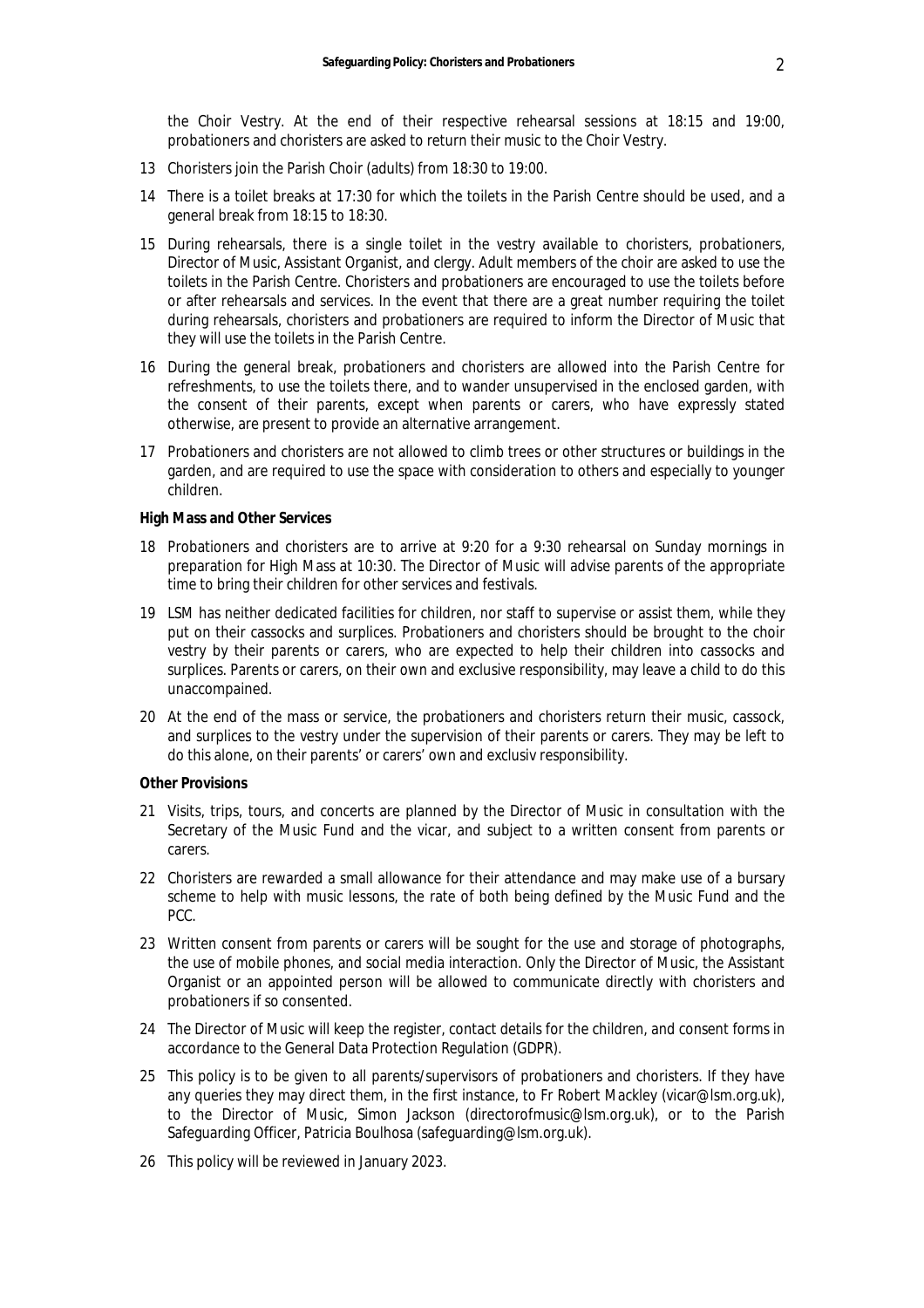the Choir Vestry. At the end of their respective rehearsal sessions at 18:15 and 19:00, probationers and choristers are asked to return their music to the Choir Vestry.

13 Choristers join the Parish Choir (adults) from 18:30 to 19:00.

14 There is a toilet breaks at 17:30 for which the toilets in the Parish Centre should be used, and a general break from 18:15 to 18:30.

15 During rehearsals, there is a single toilet in the vestry available to choristers, probationers, Director of Music, Assistant Organist, and clergy. Adult members of the choir are asked to use the toilets in the Parish Centre. Choristers and probationers are encouraged to use the toilets before or after rehearsals and services. In the event that there are a great number requiring the toilet during rehearsals, choristers and probationers are required to inform the Director of Music that they will use the toilets in the Parish Centre.

16 During the general break, probationers and choristers are allowed into the Parish Centre for refreshments, to use the toilets there, and to wander unsupervised in the enclosed garden, with the consent of their parents, except when parents or carers, who have expressly stated otherwise, are present to provide an alternative arrangement.

17 Probationers and choristers are not allowed to climb trees or other structures or buildings in the garden, and are required to use the space with consideration to others and especially to younger children.

**High Mass and Other Services**

18 Probationers and choristers are to arrive at 9:20 for a 9:30 rehearsal on Sunday mornings in preparation for High Mass at 10:30. The Director of Music will advise parents of the appropriate time to bring their children for other services and festivals.

19 LSM has neither dedicated facilities for children, nor staff to supervise or assist them, while they put on their cassocks and surplices. Probationers and choristers should be brought to the choir vestry by their parents or carers, who are expected to help their children into cassocks and surplices. Parents or carers, on their own and exclusive responsibility, may leave a child to do this unaccompanied.

20 At the end of the mass or service, the probationers and choristers return their music, cassock, and surplices to the vestry under the supervision of their parents or carers. They may be left to do this alone, on their parents' or carers' own and exclusiv responsibility.

**Other Provisions**

21 Visits, trips, tours, and concerts are planned by the Director of Music in consultation with the Secretary of the Music Fund and the vicar, and subject to a written consent from parents or carers.

22 Choristers are rewarded a small allowance for their attendance and may make use of a bursary scheme to help with music lessons, the rate of both being defined by the Music Fund and the PCC.

23 Written consent from parents or carers will be sought for the use and storage of photographs, the use of mobile phones, and social media interaction. Only the Director of Music, the Assistant Organist or an appointed person will be allowed to communicate directly with choristers and probationers if so consented.

24 The Director of Music will keep the register, contact details for the children, and consent forms in accordance to the General Data Protection Regulation (GDPR).

25 This policy is to be given to all parents/supervisors of probationers and choristers. If they have any queries they may direct them, in the first instance, to Fr Robert Mackley (vicar@lsm.org.uk), to the Director of Music, Simon Jackson (directorofmusic@lsm.org.uk), or to the Parish Safeguarding Officer, Patricia Boulhosa (safeguarding@lsm.org.uk).

26 This policy will be reviewed in January 2023.